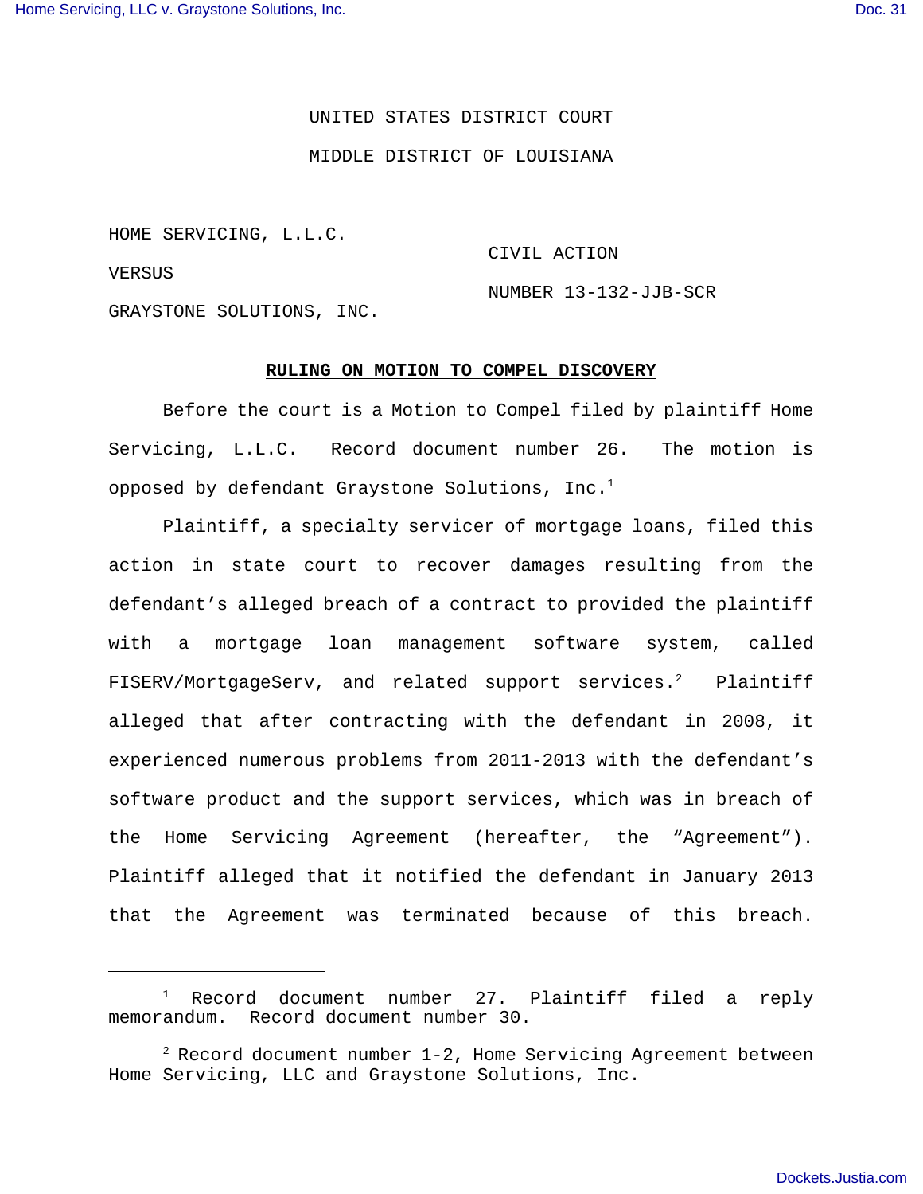UNITED STATES DISTRICT COURT

MIDDLE DISTRICT OF LOUISIANA

HOME SERVICING, L.L.C.

VERSUS

GRAYSTONE SOLUTIONS, INC.

CIVIL ACTION

NUMBER 13-132-JJB-SCR

**RULING ON MOTION TO COMPEL DISCOVERY**

Before the court is a Motion to Compel filed by plaintiff Home Servicing, L.L.C. Record document number 26. The motion is opposed by defendant Graystone Solutions, Inc.[1]

Plaintiff, a specialty servicer of mortgage loans, filed this action in state court to recover damages resulting from the defendant's alleged breach of a contract to provided the plaintiff with a mortgage loan management software system, called FISERV/MortgageServ, and related support services.[2] Plaintiff alleged that after contracting with the defendant in 2008, it experienced numerous problems from 2011-2013 with the defendant's software product and the support services, which was in breach of the Home Servicing Agreement (hereafter, the "Agreement"). Plaintiff alleged that it notified the defendant in January 2013 that the Agreement was terminated because of this breach.

---

[1] Record document number 27. Plaintiff filed a reply memorandum. Record document number 30.

[2] Record document number 1-2, Home Servicing Agreement between Home Servicing, LLC and Graystone Solutions, Inc.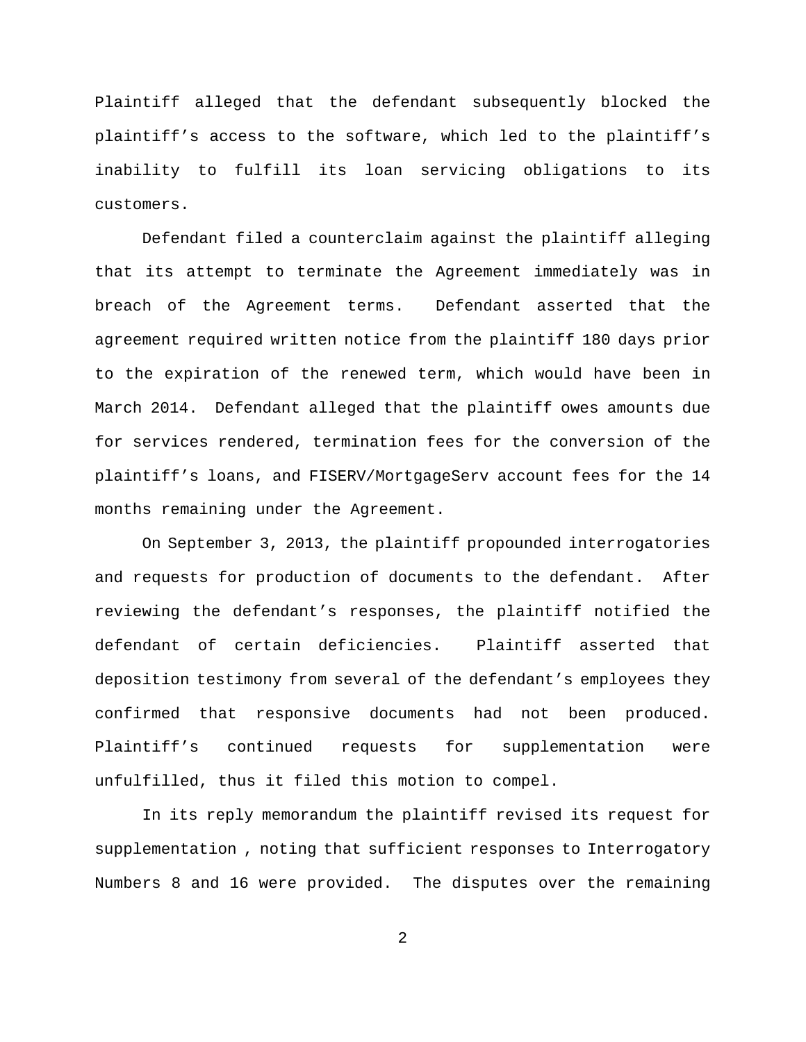Plaintiff alleged that the defendant subsequently blocked the plaintiff’s access to the software, which led to the plaintiff’s inability to fulfill its loan servicing obligations to its customers.

Defendant filed a counterclaim against the plaintiff alleging that its attempt to terminate the Agreement immediately was in breach of the Agreement terms. Defendant asserted that the agreement required written notice from the plaintiff 180 days prior to the expiration of the renewed term, which would have been in March 2014. Defendant alleged that the plaintiff owes amounts due for services rendered, termination fees for the conversion of the plaintiff’s loans, and FISERV/MortgageServ account fees for the 14 months remaining under the Agreement.

On September 3, 2013, the plaintiff propounded interrogatories and requests for production of documents to the defendant. After reviewing the defendant’s responses, the plaintiff notified the defendant of certain deficiencies. Plaintiff asserted that deposition testimony from several of the defendant’s employees they confirmed that responsive documents had not been produced. Plaintiff’s continued requests for supplementation were unfulfilled, thus it filed this motion to compel.

In its reply memorandum the plaintiff revised its request for supplementation , noting that sufficient responses to Interrogatory Numbers 8 and 16 were provided. The disputes over the remaining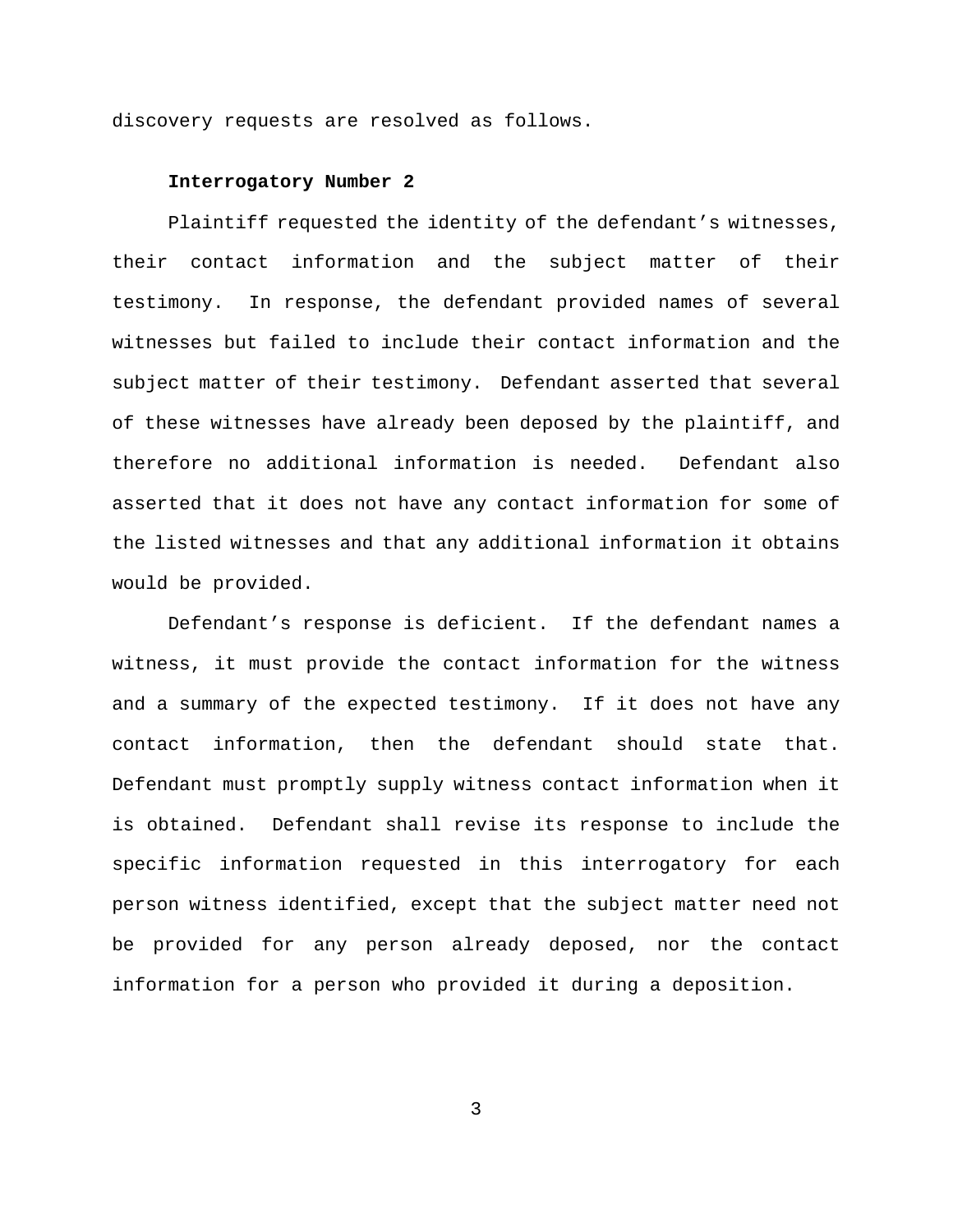discovery requests are resolved as follows.

**Interrogatory Number 2**

Plaintiff requested the identity of the defendant's witnesses, their contact information and the subject matter of their testimony. In response, the defendant provided names of several witnesses but failed to include their contact information and the subject matter of their testimony. Defendant asserted that several of these witnesses have already been deposed by the plaintiff, and therefore no additional information is needed. Defendant also asserted that it does not have any contact information for some of the listed witnesses and that any additional information it obtains would be provided.

Defendant's response is deficient. If the defendant names a witness, it must provide the contact information for the witness and a summary of the expected testimony. If it does not have any contact information, then the defendant should state that. Defendant must promptly supply witness contact information when it is obtained. Defendant shall revise its response to include the specific information requested in this interrogatory for each person witness identified, except that the subject matter need not be provided for any person already deposed, nor the contact information for a person who provided it during a deposition.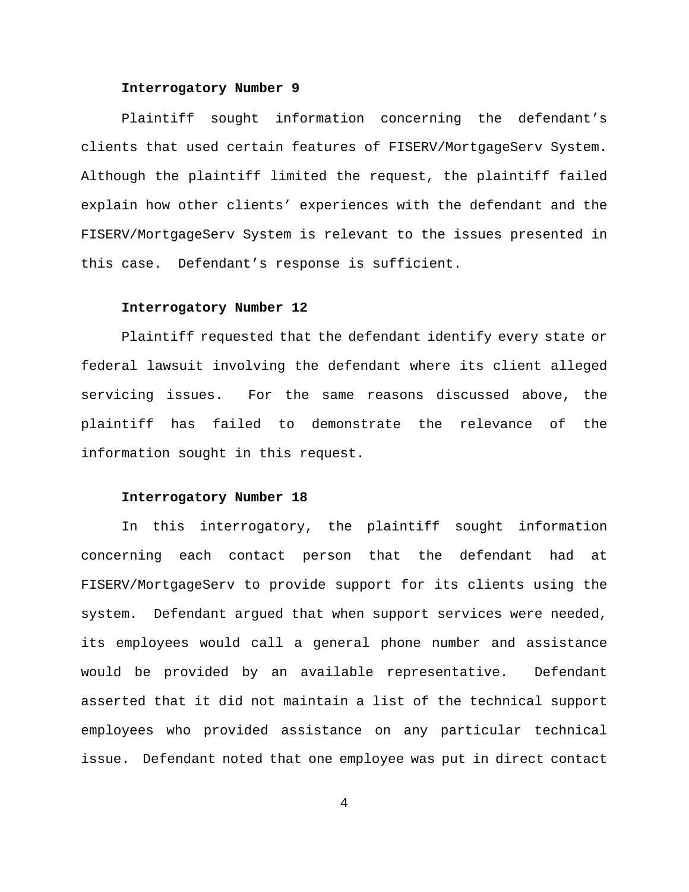**Interrogatory Number 9**

Plaintiff sought information concerning the defendant's clients that used certain features of FISERV/MortgageServ System. Although the plaintiff limited the request, the plaintiff failed explain how other clients' experiences with the defendant and the FISERV/MortgageServ System is relevant to the issues presented in this case. Defendant's response is sufficient.

**Interrogatory Number 12**

Plaintiff requested that the defendant identify every state or federal lawsuit involving the defendant where its client alleged servicing issues. For the same reasons discussed above, the plaintiff has failed to demonstrate the relevance of the information sought in this request.

**Interrogatory Number 18**

In this interrogatory, the plaintiff sought information concerning each contact person that the defendant had at FISERV/MortgageServ to provide support for its clients using the system. Defendant argued that when support services were needed, its employees would call a general phone number and assistance would be provided by an available representative. Defendant asserted that it did not maintain a list of the technical support employees who provided assistance on any particular technical issue. Defendant noted that one employee was put in direct contact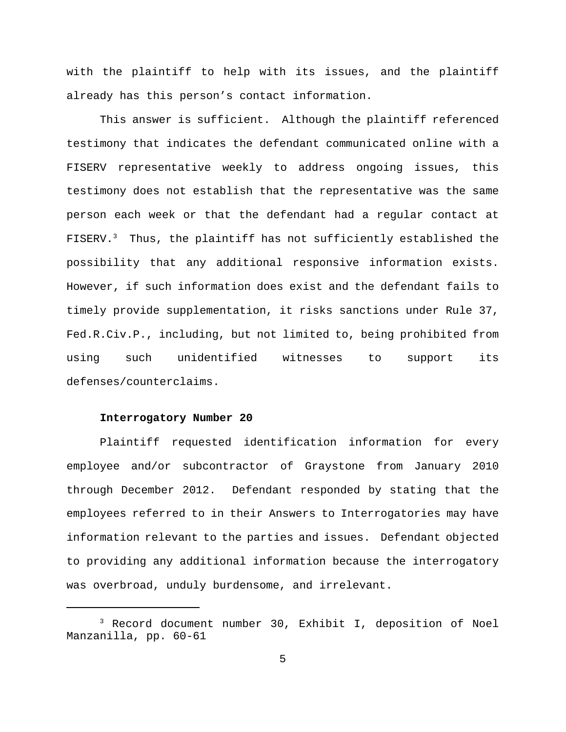with the plaintiff to help with its issues, and the plaintiff already has this person's contact information.

This answer is sufficient. Although the plaintiff referenced testimony that indicates the defendant communicated online with a FISERV representative weekly to address ongoing issues, this testimony does not establish that the representative was the same person each week or that the defendant had a regular contact at FISERV.[3] Thus, the plaintiff has not sufficiently established the possibility that any additional responsive information exists. However, if such information does exist and the defendant fails to timely provide supplementation, it risks sanctions under Rule 37, Fed.R.Civ.P., including, but not limited to, being prohibited from using such unidentified witnesses to support its defenses/counterclaims.

**Interrogatory Number 20**

Plaintiff requested identification information for every employee and/or subcontractor of Graystone from January 2010 through December 2012. Defendant responded by stating that the employees referred to in their Answers to Interrogatories may have information relevant to the parties and issues. Defendant objected to providing any additional information because the interrogatory was overbroad, unduly burdensome, and irrelevant.

---

[3] Record document number 30, Exhibit I, deposition of Noel Manzanilla, pp. 60-61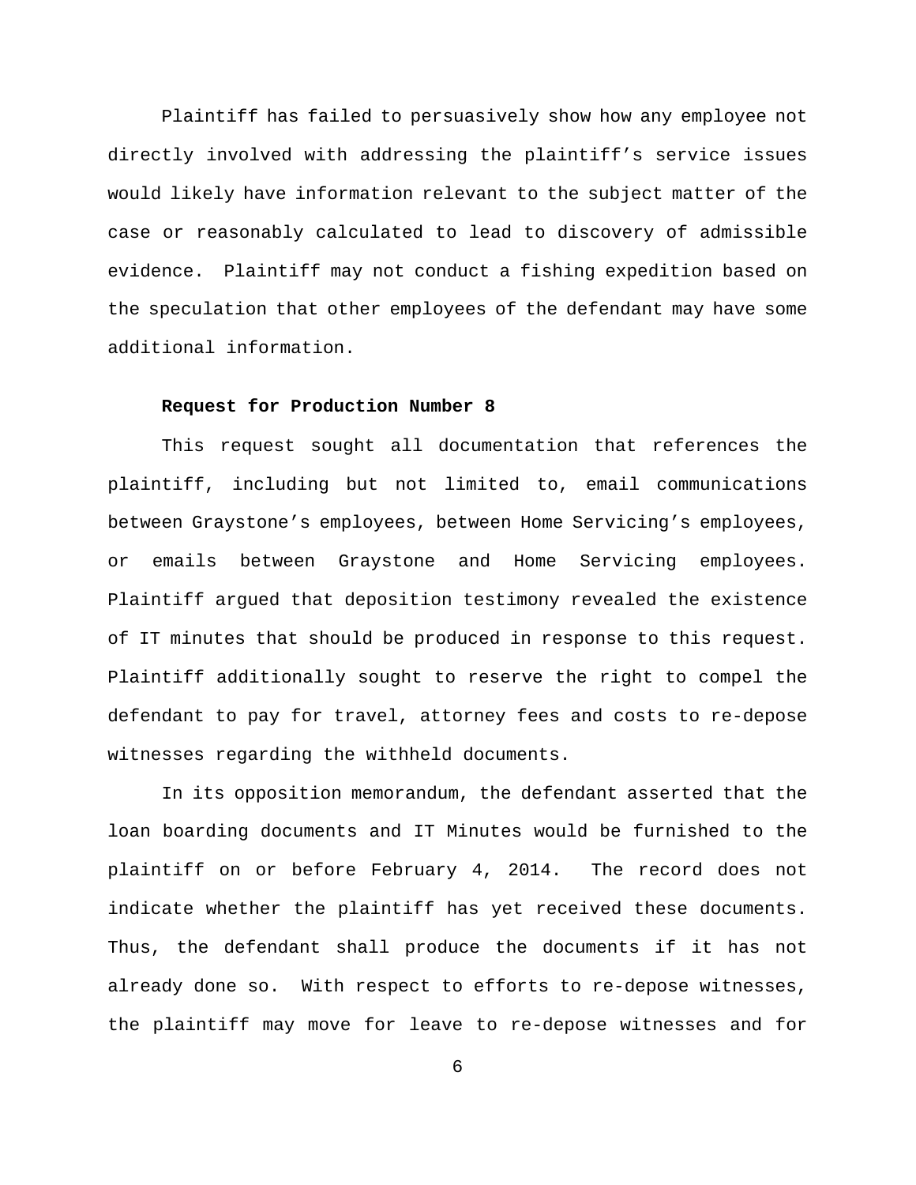Plaintiff has failed to persuasively show how any employee not directly involved with addressing the plaintiff's service issues would likely have information relevant to the subject matter of the case or reasonably calculated to lead to discovery of admissible evidence. Plaintiff may not conduct a fishing expedition based on the speculation that other employees of the defendant may have some additional information.

**Request for Production Number 8**

This request sought all documentation that references the plaintiff, including but not limited to, email communications between Graystone's employees, between Home Servicing's employees, or emails between Graystone and Home Servicing employees. Plaintiff argued that deposition testimony revealed the existence of IT minutes that should be produced in response to this request. Plaintiff additionally sought to reserve the right to compel the defendant to pay for travel, attorney fees and costs to re-depose witnesses regarding the withheld documents.

In its opposition memorandum, the defendant asserted that the loan boarding documents and IT Minutes would be furnished to the plaintiff on or before February 4, 2014. The record does not indicate whether the plaintiff has yet received these documents. Thus, the defendant shall produce the documents if it has not already done so. With respect to efforts to re-depose witnesses, the plaintiff may move for leave to re-depose witnesses and for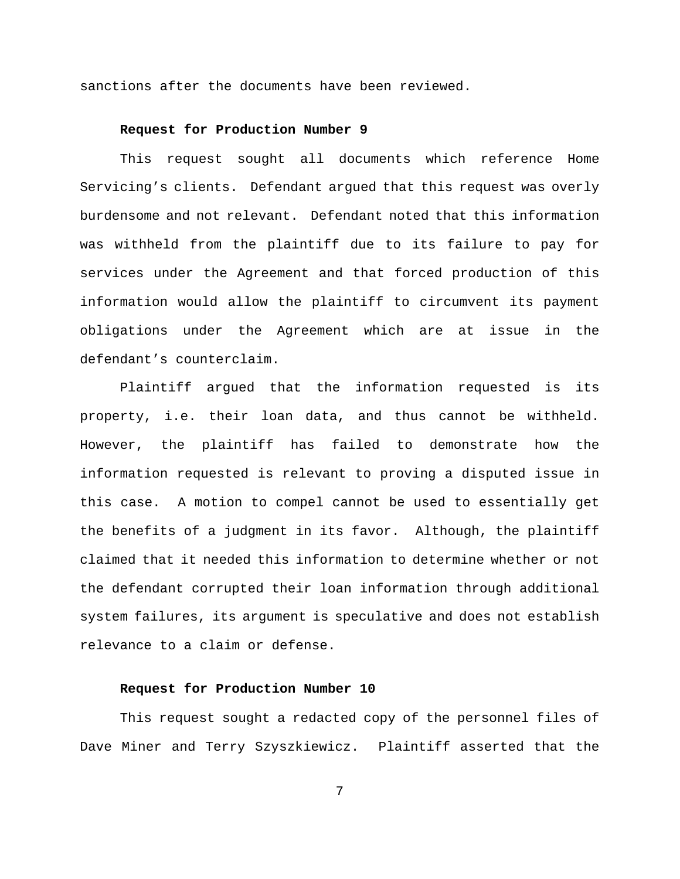sanctions after the documents have been reviewed.

**Request for Production Number 9**

This request sought all documents which reference Home Servicing's clients. Defendant argued that this request was overly burdensome and not relevant. Defendant noted that this information was withheld from the plaintiff due to its failure to pay for services under the Agreement and that forced production of this information would allow the plaintiff to circumvent its payment obligations under the Agreement which are at issue in the defendant's counterclaim.

Plaintiff argued that the information requested is its property, i.e. their loan data, and thus cannot be withheld. However, the plaintiff has failed to demonstrate how the information requested is relevant to proving a disputed issue in this case. A motion to compel cannot be used to essentially get the benefits of a judgment in its favor. Although, the plaintiff claimed that it needed this information to determine whether or not the defendant corrupted their loan information through additional system failures, its argument is speculative and does not establish relevance to a claim or defense.

**Request for Production Number 10**

This request sought a redacted copy of the personnel files of Dave Miner and Terry Szyszkiewicz. Plaintiff asserted that the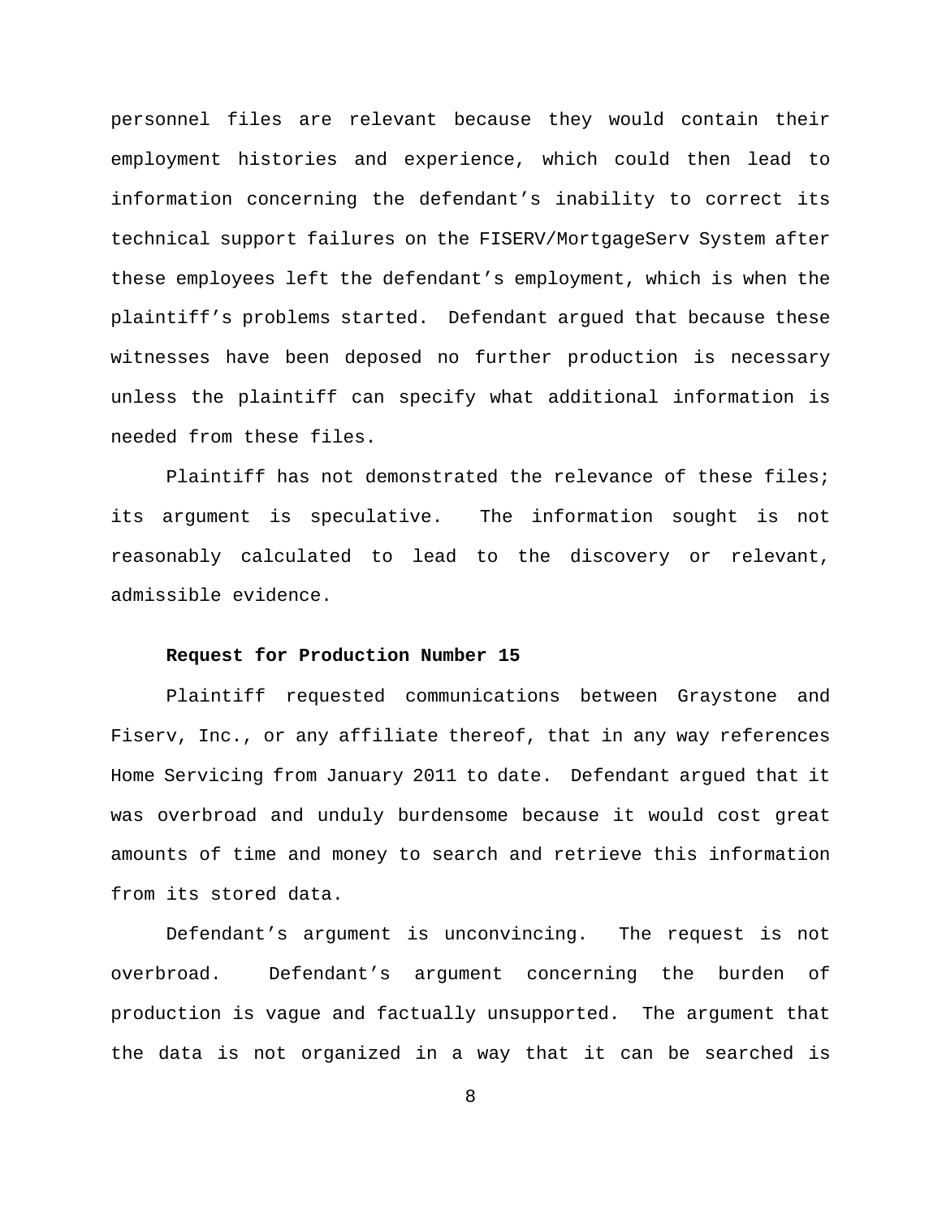personnel files are relevant because they would contain their employment histories and experience, which could then lead to information concerning the defendant's inability to correct its technical support failures on the FISERV/MortgageServ System after these employees left the defendant's employment, which is when the plaintiff's problems started. Defendant argued that because these witnesses have been deposed no further production is necessary unless the plaintiff can specify what additional information is needed from these files.

Plaintiff has not demonstrated the relevance of these files; its argument is speculative. The information sought is not reasonably calculated to lead to the discovery or relevant, admissible evidence.

**Request for Production Number 15**

Plaintiff requested communications between Graystone and Fiserv, Inc., or any affiliate thereof, that in any way references Home Servicing from January 2011 to date. Defendant argued that it was overbroad and unduly burdensome because it would cost great amounts of time and money to search and retrieve this information from its stored data.

Defendant's argument is unconvincing. The request is not overbroad. Defendant's argument concerning the burden of production is vague and factually unsupported. The argument that the data is not organized in a way that it can be searched is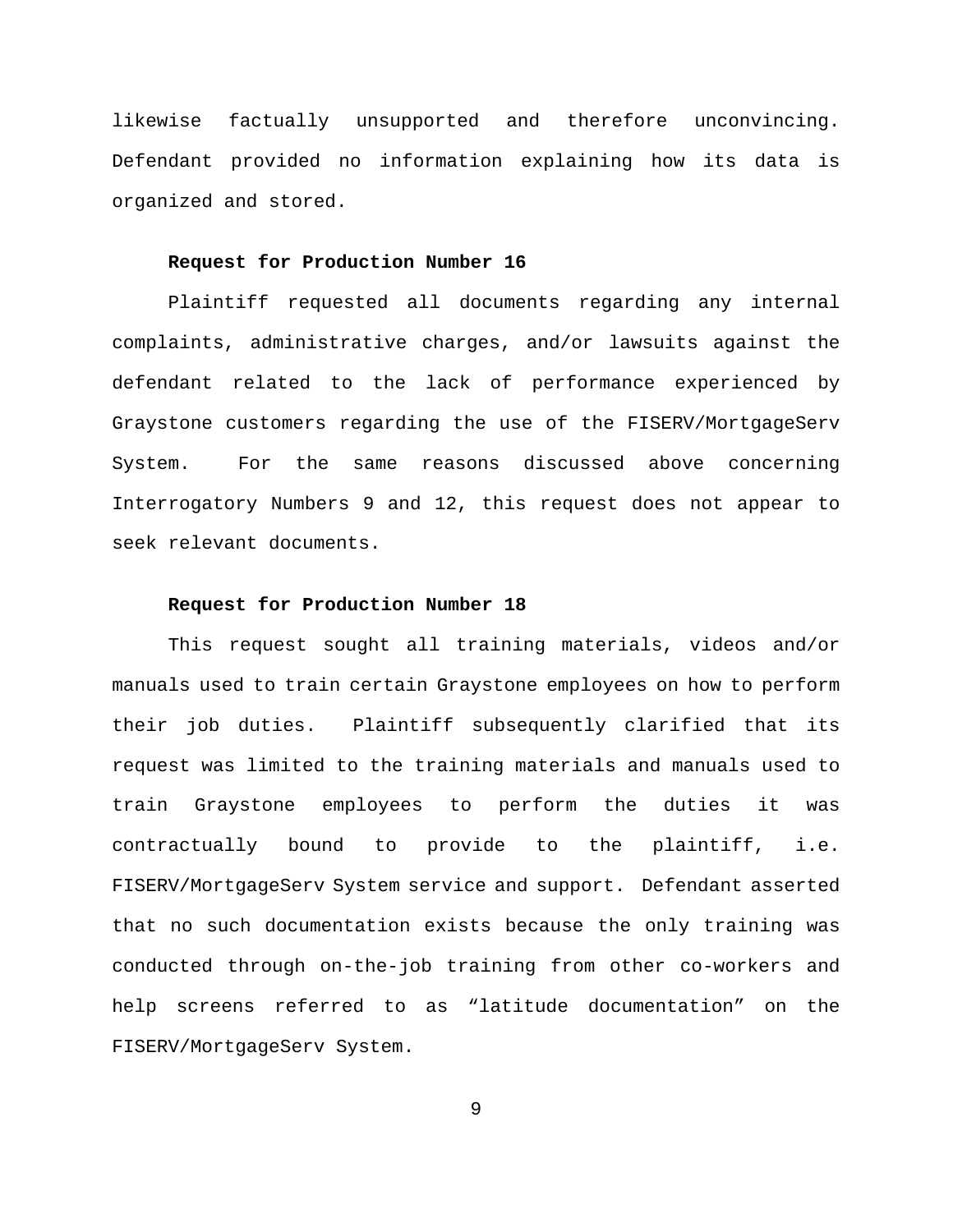likewise factually unsupported and therefore unconvincing. Defendant provided no information explaining how its data is organized and stored.

**Request for Production Number 16**

Plaintiff requested all documents regarding any internal complaints, administrative charges, and/or lawsuits against the defendant related to the lack of performance experienced by Graystone customers regarding the use of the FISERV/MortgageServ System. For the same reasons discussed above concerning Interrogatory Numbers 9 and 12, this request does not appear to seek relevant documents.

**Request for Production Number 18**

This request sought all training materials, videos and/or manuals used to train certain Graystone employees on how to perform their job duties. Plaintiff subsequently clarified that its request was limited to the training materials and manuals used to train Graystone employees to perform the duties it was contractually bound to provide to the plaintiff, i.e. FISERV/MortgageServ System service and support. Defendant asserted that no such documentation exists because the only training was conducted through on-the-job training from other co-workers and help screens referred to as "latitude documentation" on the FISERV/MortgageServ System.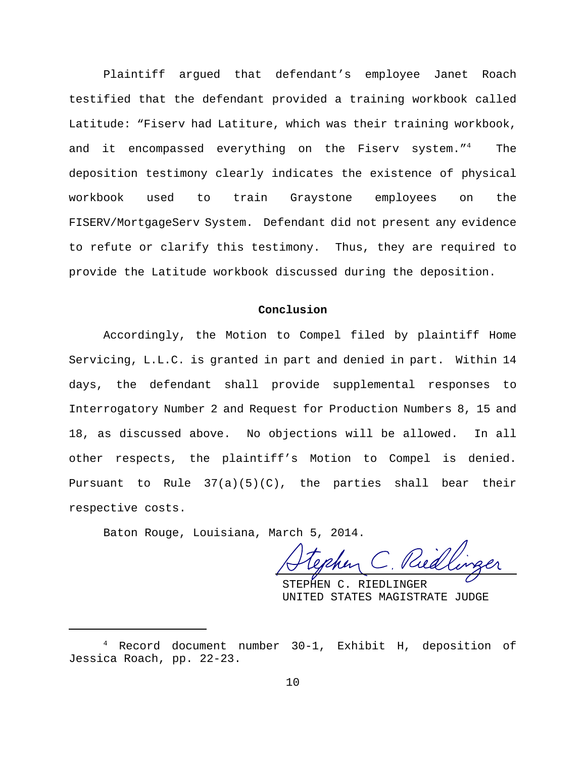Plaintiff argued that defendant's employee Janet Roach testified that the defendant provided a training workbook called Latitude: "Fiserv had Latiture, which was their training workbook, and it encompassed everything on the Fiserv system."[4] The deposition testimony clearly indicates the existence of physical workbook used to train Graystone employees on the FISERV/MortgageServ System. Defendant did not present any evidence to refute or clarify this testimony. Thus, they are required to provide the Latitude workbook discussed during the deposition.

**Conclusion**

Accordingly, the Motion to Compel filed by plaintiff Home Servicing, L.L.C. is granted in part and denied in part. Within 14 days, the defendant shall provide supplemental responses to Interrogatory Number 2 and Request for Production Numbers 8, 15 and 18, as discussed above. No objections will be allowed. In all other respects, the plaintiff's Motion to Compel is denied. Pursuant to Rule 37(a)(5)(C), the parties shall bear their respective costs.

Baton Rouge, Louisiana, March 5, 2014.

Stephen C. Riedlinger

STEPHEN C. RIEDLINGER
UNITED STATES MAGISTRATE JUDGE

---

[4] Record document number 30-1, Exhibit H, deposition of Jessica Roach, pp. 22-23.